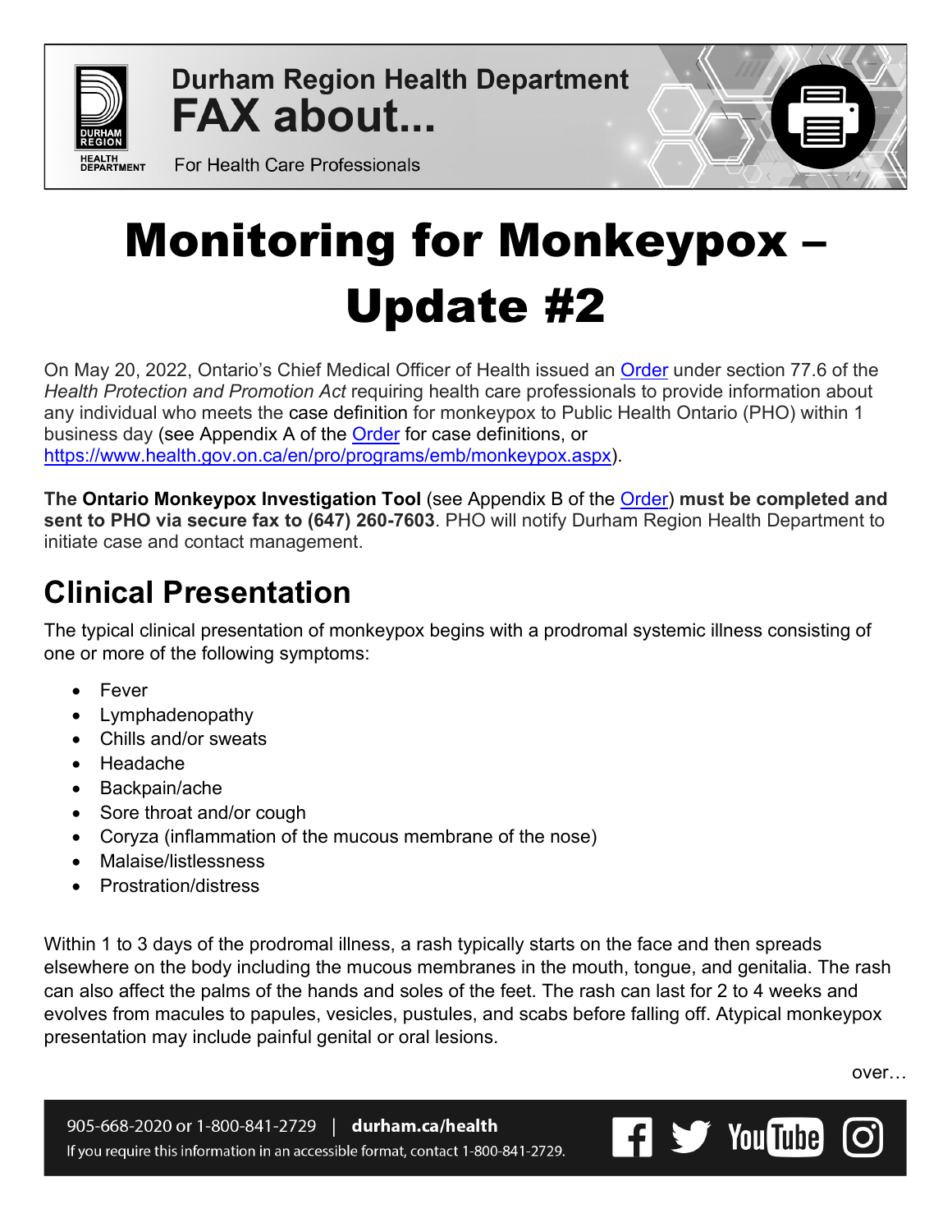Durham Region Health Department

**FAX about...**

For Health Care Professionals

# Monitoring for Monkeypox – Update #2

On May 20, 2022, Ontario's Chief Medical Officer of Health issued an Order under section 77.6 of the *Health Protection and Promotion Act* requiring health care professionals to provide information about any individual who meets the case definition for monkeypox to Public Health Ontario (PHO) within 1 business day (see Appendix A of the Order for case definitions, or https://www.health.gov.on.ca/en/pro/programs/emb/monkeypox.aspx).

**The Ontario Monkeypox Investigation Tool** (see Appendix B of the Order) **must be completed and sent to PHO via secure fax to (647) 260-7603**. PHO will notify Durham Region Health Department to initiate case and contact management.

## Clinical Presentation

The typical clinical presentation of monkeypox begins with a prodromal systemic illness consisting of one or more of the following symptoms:

- Fever
- Lymphadenopathy
- Chills and/or sweats
- Headache
- Backpain/ache
- Sore throat and/or cough
- Coryza (inflammation of the mucous membrane of the nose)
- Malaise/listlessness
- Prostration/distress

Within 1 to 3 days of the prodromal illness, a rash typically starts on the face and then spreads elsewhere on the body including the mucous membranes in the mouth, tongue, and genitalia. The rash can also affect the palms of the hands and soles of the feet. The rash can last for 2 to 4 weeks and evolves from macules to papules, vesicles, pustules, and scabs before falling off. Atypical monkeypox presentation may include painful genital or oral lesions.

over…

905-668-2020 or 1-800-841-2729 | durham.ca/health

If you require this information in an accessible format, contact 1-800-841-2729.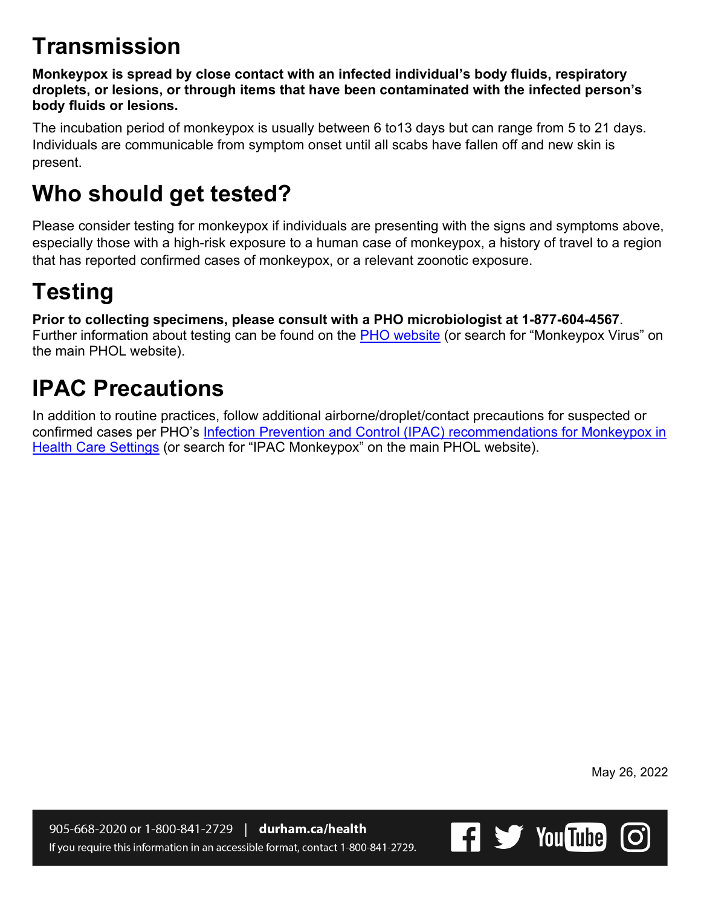## Transmission

**Monkeypox is spread by close contact with an infected individual's body fluids, respiratory droplets, or lesions, or through items that have been contaminated with the infected person's body fluids or lesions.**

The incubation period of monkeypox is usually between 6 to13 days but can range from 5 to 21 days. Individuals are communicable from symptom onset until all scabs have fallen off and new skin is present.

## Who should get tested?

Please consider testing for monkeypox if individuals are presenting with the signs and symptoms above, especially those with a high-risk exposure to a human case of monkeypox, a history of travel to a region that has reported confirmed cases of monkeypox, or a relevant zoonotic exposure.

## Testing

**Prior to collecting specimens, please consult with a PHO microbiologist at 1-877-604-4567**. Further information about testing can be found on the PHO website (or search for "Monkeypox Virus" on the main PHOL website).

## IPAC Precautions

In addition to routine practices, follow additional airborne/droplet/contact precautions for suspected or confirmed cases per PHO's Infection Prevention and Control (IPAC) recommendations for Monkeypox in Health Care Settings (or search for "IPAC Monkeypox" on the main PHOL website).

May 26, 2022

905-668-2020 or 1-800-841-2729 | **durham.ca/health**
If you require this information in an accessible format, contact 1-800-841-2729.